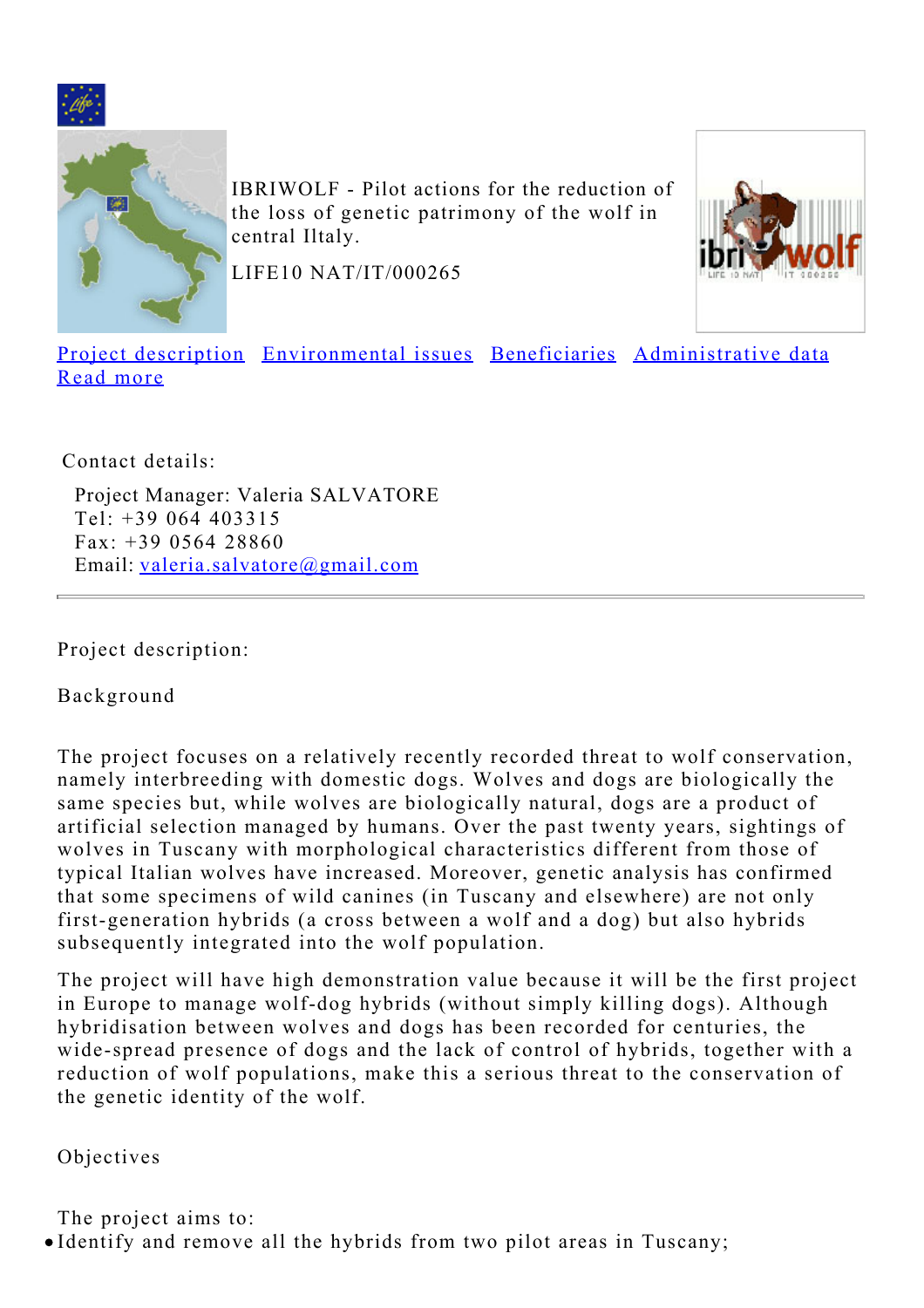IBRIWOLF - Pilot actions for the reduction of the loss of genetic patrimony of the wolf in central Iltaly.

LIFE10 NAT/IT/000265

[Project description](#) [Environmental issues](#) [Beneficiaries](#) [Administrative data](#) [Read more](#)

Contact details:

Project Manager: Valeria SALVATORE
Tel: +39 064 403315
Fax: +39 0564 28860
Email: [valeria.salvatore@gmail.com](mailto:valeria.salvatore@gmail.com)

---

## Project description:

### Background

The project focuses on a relatively recently recorded threat to wolf conservation, namely interbreeding with domestic dogs. Wolves and dogs are biologically the same species but, while wolves are biologically natural, dogs are a product of artificial selection managed by humans. Over the past twenty years, sightings of wolves in Tuscany with morphological characteristics different from those of typical Italian wolves have increased. Moreover, genetic analysis has confirmed that some specimens of wild canines (in Tuscany and elsewhere) are not only first-generation hybrids (a cross between a wolf and a dog) but also hybrids subsequently integrated into the wolf population.

The project will have high demonstration value because it will be the first project in Europe to manage wolf-dog hybrids (without simply killing dogs). Although hybridisation between wolves and dogs has been recorded for centuries, the wide-spread presence of dogs and the lack of control of hybrids, together with a reduction of wolf populations, make this a serious threat to the conservation of the genetic identity of the wolf.

### Objectives

The project aims to:

- Identify and remove all the hybrids from two pilot areas in Tuscany;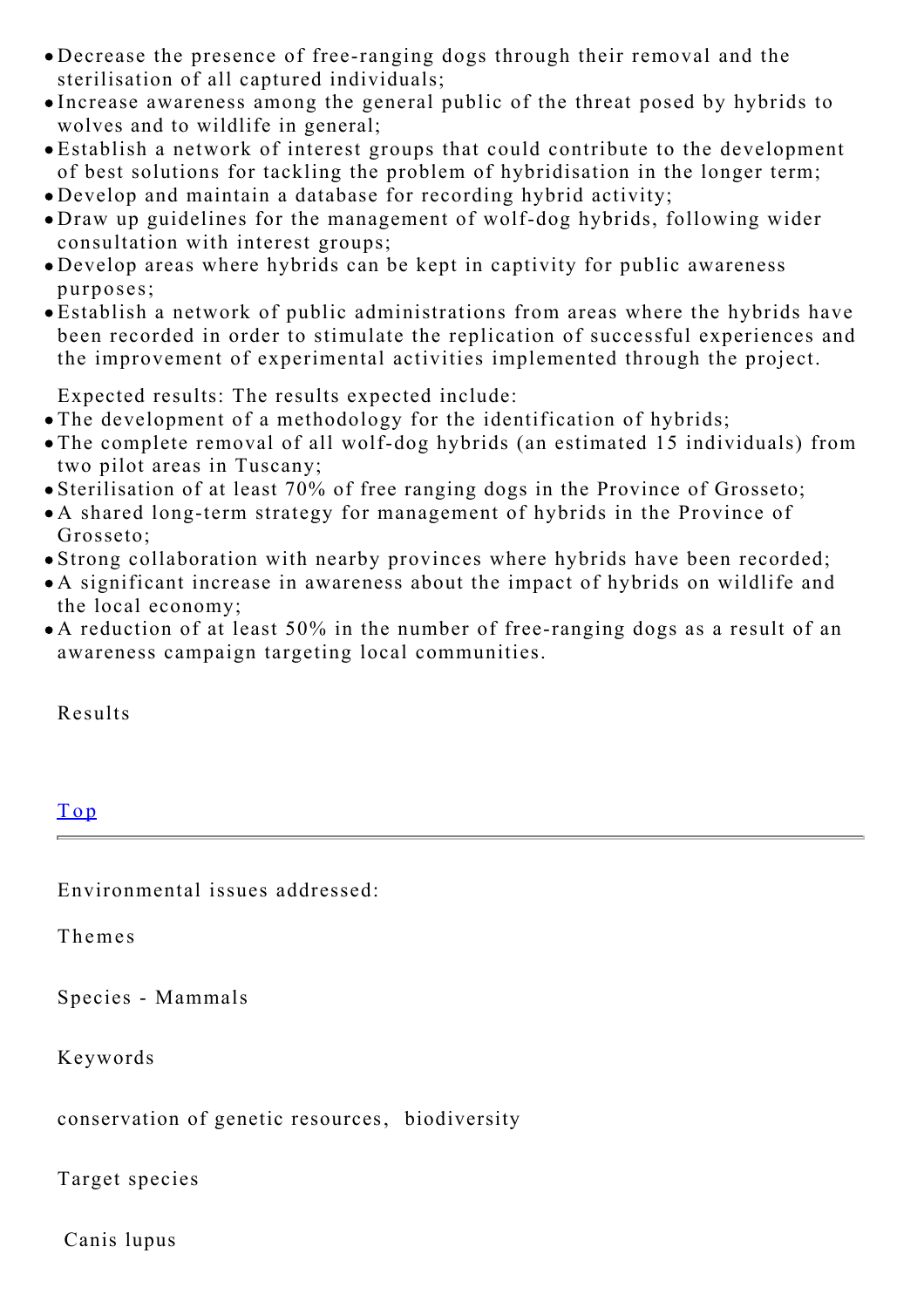- Decrease the presence of free-ranging dogs through their removal and the sterilisation of all captured individuals;
- Increase awareness among the general public of the threat posed by hybrids to wolves and to wildlife in general;
- Establish a network of interest groups that could contribute to the development of best solutions for tackling the problem of hybridisation in the longer term;
- Develop and maintain a database for recording hybrid activity;
- Draw up guidelines for the management of wolf-dog hybrids, following wider consultation with interest groups;
- Develop areas where hybrids can be kept in captivity for public awareness purposes;
- Establish a network of public administrations from areas where the hybrids have been recorded in order to stimulate the replication of successful experiences and the improvement of experimental activities implemented through the project.

Expected results: The results expected include:

- The development of a methodology for the identification of hybrids;
- The complete removal of all wolf-dog hybrids (an estimated 15 individuals) from two pilot areas in Tuscany;
- Sterilisation of at least 70% of free ranging dogs in the Province of Grosseto;
- A shared long-term strategy for management of hybrids in the Province of Grosseto;
- Strong collaboration with nearby provinces where hybrids have been recorded;
- A significant increase in awareness about the impact of hybrids on wildlife and the local economy;
- A reduction of at least 50% in the number of free-ranging dogs as a result of an awareness campaign targeting local communities.

Results

[Top]

---

Environmental issues addressed:

Themes

Species - Mammals

Keywords

conservation of genetic resources, biodiversity

Target species

Canis lupus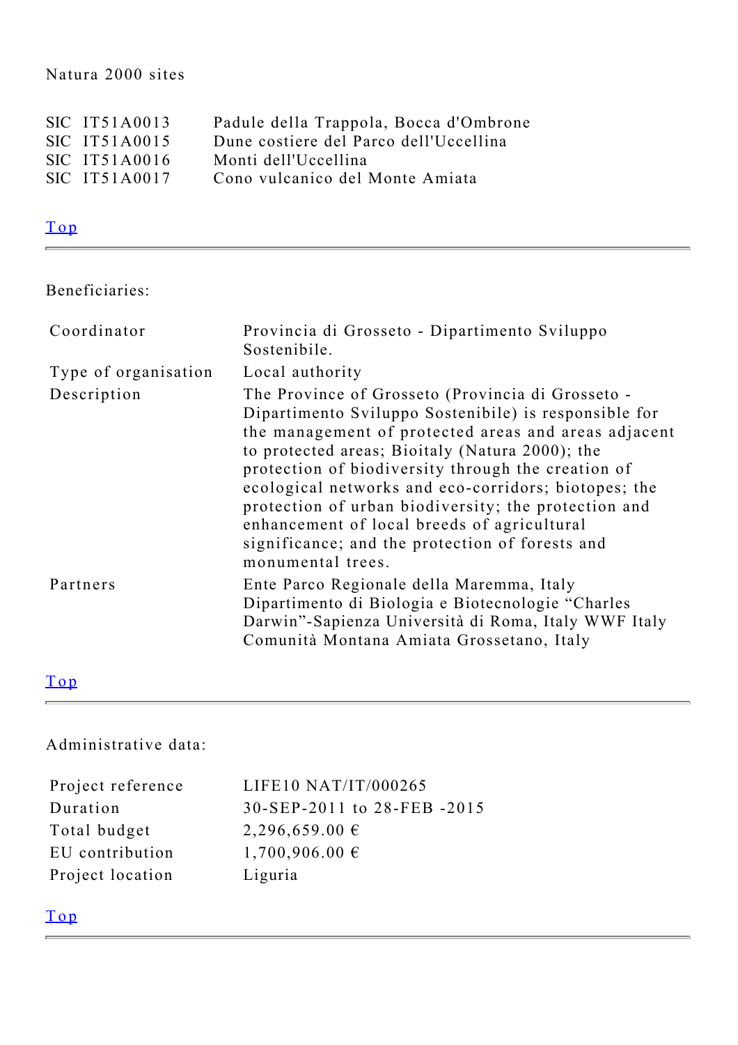Natura 2000 sites

| | |
|---|---|
| SIC IT51A0013 | Padule della Trappola, Bocca d'Ombrone |
| SIC IT51A0015 | Dune costiere del Parco dell'Uccellina |
| SIC IT51A0016 | Monti dell'Uccellina |
| SIC IT51A0017 | Cono vulcanico del Monte Amiata |

Top

---

Beneficiaries:

| | |
|---|---|
| Coordinator | Provincia di Grosseto - Dipartimento Sviluppo Sostenibile. |
| Type of organisation | Local authority |
| Description | The Province of Grosseto (Provincia di Grosseto - Dipartimento Sviluppo Sostenibile) is responsible for the management of protected areas and areas adjacent to protected areas; Bioitaly (Natura 2000); the protection of biodiversity through the creation of ecological networks and eco-corridors; biotopes; the protection of urban biodiversity; the protection and enhancement of local breeds of agricultural significance; and the protection of forests and monumental trees. |
| Partners | Ente Parco Regionale della Maremma, Italy Dipartimento di Biologia e Biotecnologie “Charles Darwin”-Sapienza Università di Roma, Italy WWF Italy Comunità Montana Amiata Grossetano, Italy |

Top

---

Administrative data:

| | |
|---|---|
| Project reference | LIFE10 NAT/IT/000265 |
| Duration | 30-SEP-2011 to 28-FEB -2015 |
| Total budget | 2,296,659.00 € |
| EU contribution | 1,700,906.00 € |
| Project location | Liguria |

Top

---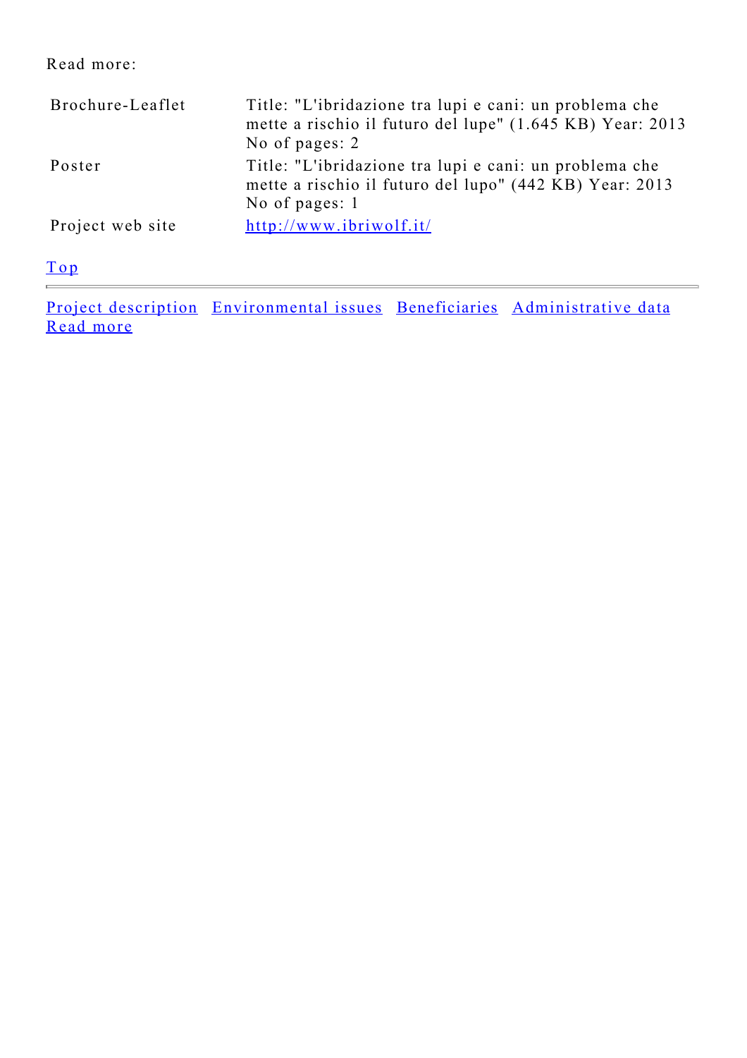Read more:

| | |
|---|---|
| Brochure-Leaflet | Title: "L'ibridazione tra lupi e cani: un problema che mette a rischio il futuro del lupe" (1.645 KB) Year: 2013 No of pages: 2 |
| Poster | Title: "L'ibridazione tra lupi e cani: un problema che mette a rischio il futuro del lupo" (442 KB) Year: 2013 No of pages: 1 |
| Project web site | [http://www.ibriwolf.it/](http://www.ibriwolf.it/) |

Top

---

Project description   Environmental issues   Beneficiaries   Administrative data   Read more